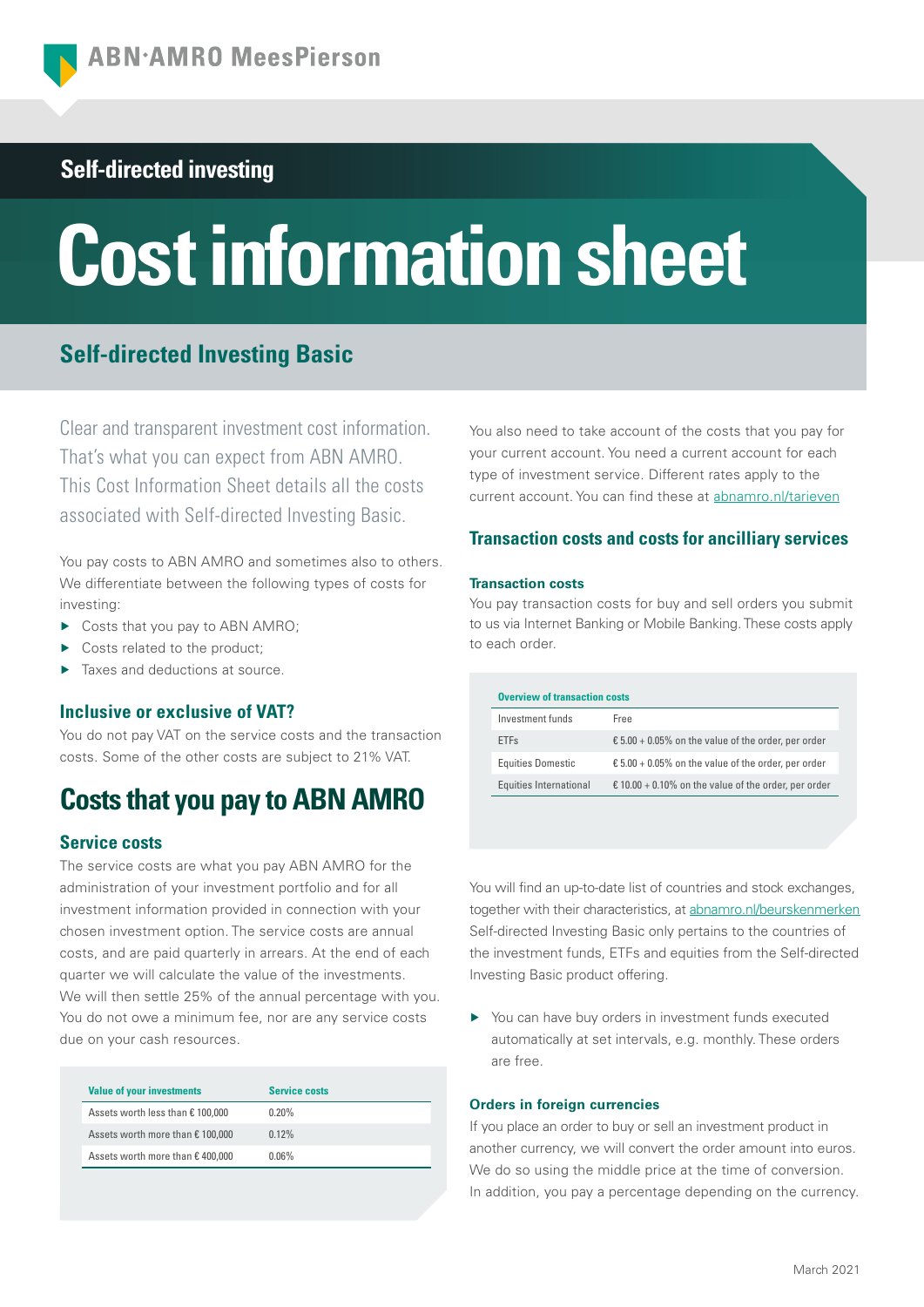ABN·AMRO MeesPierson

## Self-directed investing

# Cost information sheet

## Self-directed Investing Basic

Clear and transparent investment cost information. That's what you can expect from ABN AMRO. This Cost Information Sheet details all the costs associated with Self-directed Investing Basic.

You pay costs to ABN AMRO and sometimes also to others. We differentiate between the following types of costs for investing:

- Costs that you pay to ABN AMRO;
- Costs related to the product;
- Taxes and deductions at source.

### Inclusive or exclusive of VAT?

You do not pay VAT on the service costs and the transaction costs. Some of the other costs are subject to 21% VAT.

## Costs that you pay to ABN AMRO

### Service costs

The service costs are what you pay ABN AMRO for the administration of your investment portfolio and for all investment information provided in connection with your chosen investment option. The service costs are annual costs, and are paid quarterly in arrears. At the end of each quarter we will calculate the value of the investments. We will then settle 25% of the annual percentage with you. You do not owe a minimum fee, nor are any service costs due on your cash resources.

| Value of your investments | Service costs |
|---|---|
| Assets worth less than € 100,000 | 0.20% |
| Assets worth more than € 100,000 | 0.12% |
| Assets worth more than € 400,000 | 0.06% |

You also need to take account of the costs that you pay for your current account. You need a current account for each type of investment service. Different rates apply to the current account. You can find these at abnamro.nl/tarieven

### Transaction costs and costs for ancilliary services

#### Transaction costs

You pay transaction costs for buy and sell orders you submit to us via Internet Banking or Mobile Banking. These costs apply to each order.

| Overview of transaction costs | |
|---|---|
| Investment funds | Free |
| ETFs | € 5.00 + 0.05% on the value of the order, per order |
| Equities Domestic | € 5.00 + 0.05% on the value of the order, per order |
| Equities International | € 10.00 + 0.10% on the value of the order, per order |

You will find an up-to-date list of countries and stock exchanges, together with their characteristics, at abnamro.nl/beurskenmerken Self-directed Investing Basic only pertains to the countries of the investment funds, ETFs and equities from the Self-directed Investing Basic product offering.

- You can have buy orders in investment funds executed automatically at set intervals, e.g. monthly. These orders are free.

#### Orders in foreign currencies

If you place an order to buy or sell an investment product in another currency, we will convert the order amount into euros. We do so using the middle price at the time of conversion. In addition, you pay a percentage depending on the currency.

March 2021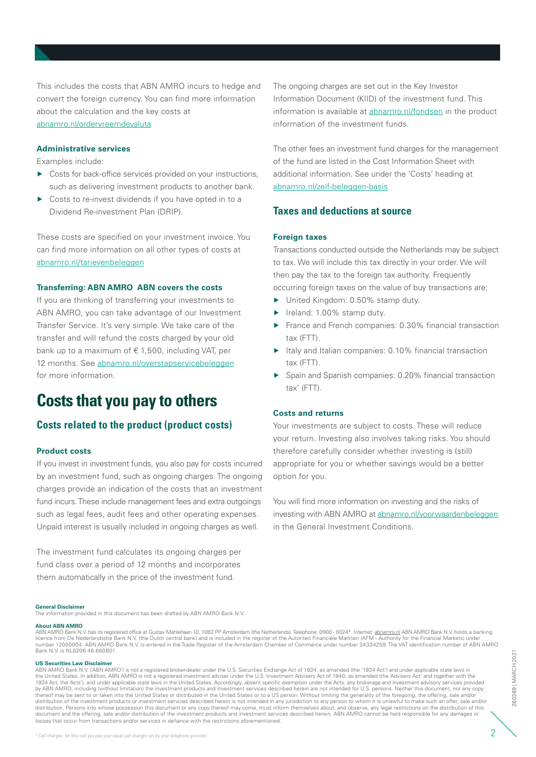This includes the costs that ABN AMRO incurs to hedge and convert the foreign currency. You can find more information about the calculation and the key costs at [abnamro.nl/ordervreemdevaluta](abnamro.nl/ordervreemdevaluta)

**Administrative services**

Examples include:

- Costs for back-office services provided on your instructions, such as delivering investment products to another bank.
- Costs to re-invest dividends if you have opted in to a Dividend Re-investment Plan (DRIP).

These costs are specified on your investment invoice. You can find more information on all other types of costs at [abnamro.nl/tarievenbeleggen](abnamro.nl/tarievenbeleggen)

**Transferring: ABN AMRO ABN covers the costs**

If you are thinking of transferring your investments to ABN AMRO, you can take advantage of our Investment Transfer Service. It's very simple. We take care of the transfer and will refund the costs charged by your old bank up to a maximum of € 1,500, including VAT, per 12 months. See [abnamro.nl/overstapservicebeleggen](abnamro.nl/overstapservicebeleggen) for more information.

# Costs that you pay to others

## Costs related to the product (product costs)

**Product costs**

If you invest in investment funds, you also pay for costs incurred by an investment fund, such as ongoing charges. The ongoing charges provide an indication of the costs that an investment fund incurs. These include management fees and extra outgoings such as legal fees, audit fees and other operating expenses. Unpaid interest is usually included in ongoing charges as well.

The investment fund calculates its ongoing charges per fund class over a period of 12 months and incorporates them automatically in the price of the investment fund.

The ongoing charges are set out in the Key Investor Information Document (KIID) of the investment fund. This information is available at [abnamro.nl/fondsen](abnamro.nl/fondsen) in the product information of the investment funds.

The other fees an investment fund charges for the management of the fund are listed in the Cost Information Sheet with additional information. See under the 'Costs' heading at [abnamro.nl/zelf-beleggen-basis](abnamro.nl/zelf-beleggen-basis)

## Taxes and deductions at source

**Foreign taxes**

Transactions conducted outside the Netherlands may be subject to tax. We will include this tax directly in your order. We will then pay the tax to the foreign tax authority. Frequently occurring foreign taxes on the value of buy transactions are:

- United Kingdom: 0.50% stamp duty.
- Ireland: 1.00% stamp duty.
- France and French companies: 0.30% financial transaction tax (FTT).
- Italy and Italian companies: 0.10% financial transaction tax (FTT).
- Spain and Spanish companies: 0.20% financial transaction tax' (FTT).

**Costs and returns**

Your investments are subject to costs. These will reduce your return. Investing also involves taking risks. You should therefore carefully consider whether investing is (still) appropriate for you or whether savings would be a better option for you.

You will find more information on investing and the risks of investing with ABN AMRO at [abnamro.nl/voorwaardenbeleggen](abnamro.nl/voorwaardenbeleggen) in the General Investment Conditions.

**General Disclaimer**
The information provided in this document has been drafted by ABN AMRO Bank N.V.

**About ABN AMRO**
ABN AMRO Bank N.V. has its registered office at Gustav Mahlerlaan 10, 1082 PP Amsterdam (the Netherlands). Telephone: 0900 - 0024*. Internet: abnamro.nl ABN AMRO Bank N.V. holds a banking licence from De Nederlandsche Bank N.V. (the Dutch central bank) and is included in the register of the Autoriteit Financiële Markten (AFM - Authority for the Financial Markets) under number 12000004. ABN AMRO Bank N.V. is entered in the Trade Register of the Amsterdam Chamber of Commerce under number 34334259. The VAT identification number of ABN AMRO Bank N.V. is NL8206.46.660B01.

**US Securities Law Disclaimer**
ABN AMRO Bank N.V. ('ABN AMRO') is not a registered broker-dealer under the U.S. Securities Exchange Act of 1934, as amended (the '1934 Act') and under applicable state laws in the United States. In addition, ABN AMRO is not a registered investment adviser under the U.S. Investment Advisers Act of 1940, as amended (the 'Advisers Act' and together with the 1934 Act, the 'Acts'), and under applicable state laws in the United States. Accordingly, absent specific exemption under the Acts, any brokerage and investment advisory services provided by ABN AMRO, including (without limitation) the investment products and investment services described herein are not intended for U.S. persons. Neither this document, nor any copy thereof may be sent to or taken into the United States or distributed in the United States or to a US person. Without limiting the generality of the foregoing, the offering, sale and/or distribution of the investment products or investment services described herein is not intended in any jurisdiction to any person to whom it is unlawful to make such an offer, sale and/or distribution. Persons into whose possession this document or any copy thereof may come, must inform themselves about, and observe, any legal restrictions on the distribution of this document and the offering, sale and/or distribution of the investment products and investment services described herein. ABN AMRO cannot be held responsible for any damages or losses that occur from transactions and/or services in defiance with the restrictions aforementioned.

\* Call charges: for this call you pay your usual call charges set by your telephone provider.

260369 | MARCH 2021